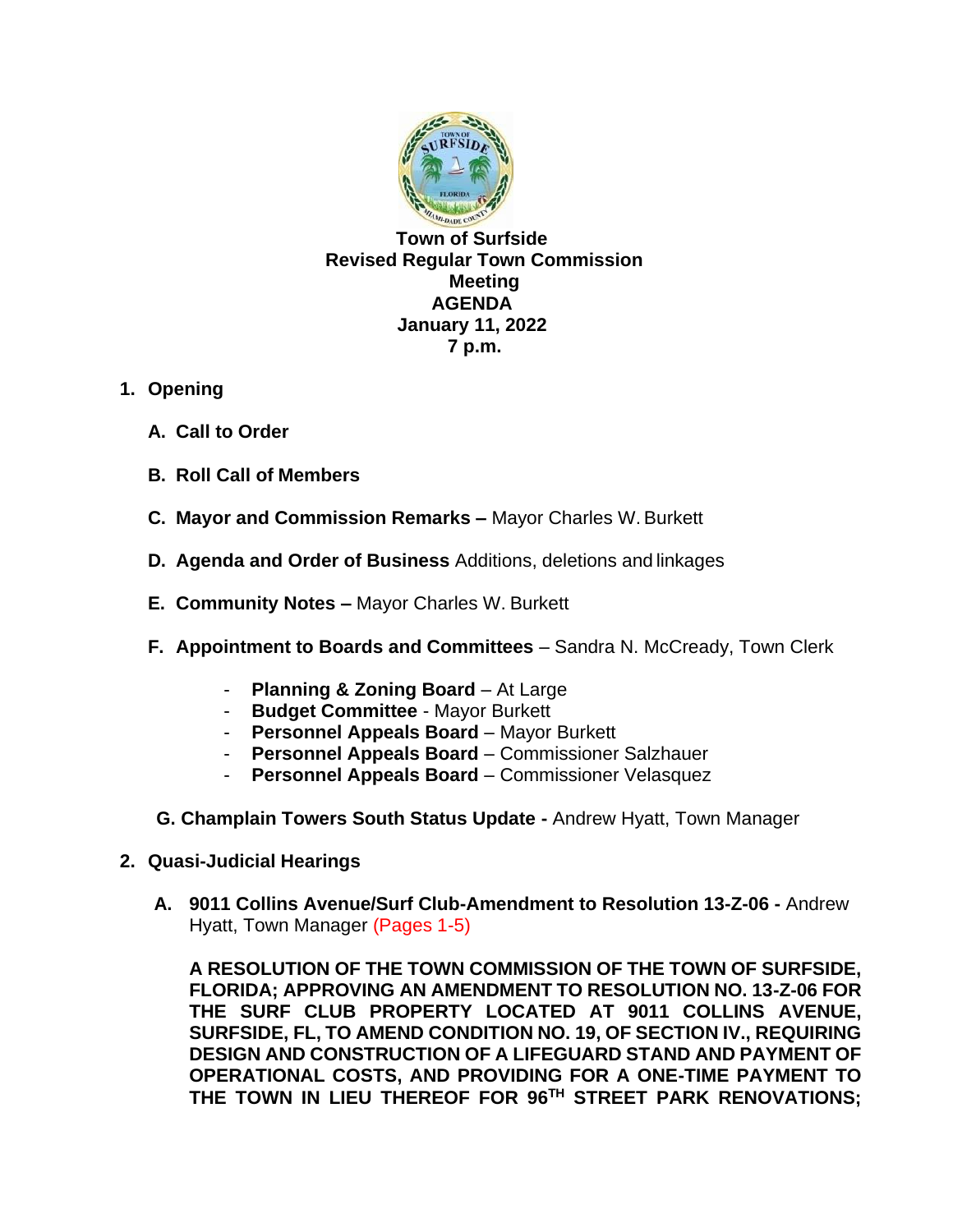**Town of Surfside**
**Revised Regular Town Commission Meeting**
**AGENDA**
**January 11, 2022**
**7 p.m.**

1. **Opening**

   A. **Call to Order**

   B. **Roll Call of Members**

   C. **Mayor and Commission Remarks –** Mayor Charles W. Burkett

   D. **Agenda and Order of Business** Additions, deletions and linkages

   E. **Community Notes –** Mayor Charles W. Burkett

   F. **Appointment to Boards and Committees** – Sandra N. McCready, Town Clerk

      - **Planning & Zoning Board** – At Large
      - **Budget Committee** - Mayor Burkett
      - **Personnel Appeals Board** – Mayor Burkett
      - **Personnel Appeals Board** – Commissioner Salzhauer
      - **Personnel Appeals Board** – Commissioner Velasquez

   G. **Champlain Towers South Status Update -** Andrew Hyatt, Town Manager

2. **Quasi-Judicial Hearings**

   A. **9011 Collins Avenue/Surf Club-Amendment to Resolution 13-Z-06 -** Andrew Hyatt, Town Manager (Pages 1-5)

   **A RESOLUTION OF THE TOWN COMMISSION OF THE TOWN OF SURFSIDE, FLORIDA; APPROVING AN AMENDMENT TO RESOLUTION NO. 13-Z-06 FOR THE SURF CLUB PROPERTY LOCATED AT 9011 COLLINS AVENUE, SURFSIDE, FL, TO AMEND CONDITION NO. 19, OF SECTION IV., REQUIRING DESIGN AND CONSTRUCTION OF A LIFEGUARD STAND AND PAYMENT OF OPERATIONAL COSTS, AND PROVIDING FOR A ONE-TIME PAYMENT TO THE TOWN IN LIEU THEREOF FOR 96TH STREET PARK RENOVATIONS;**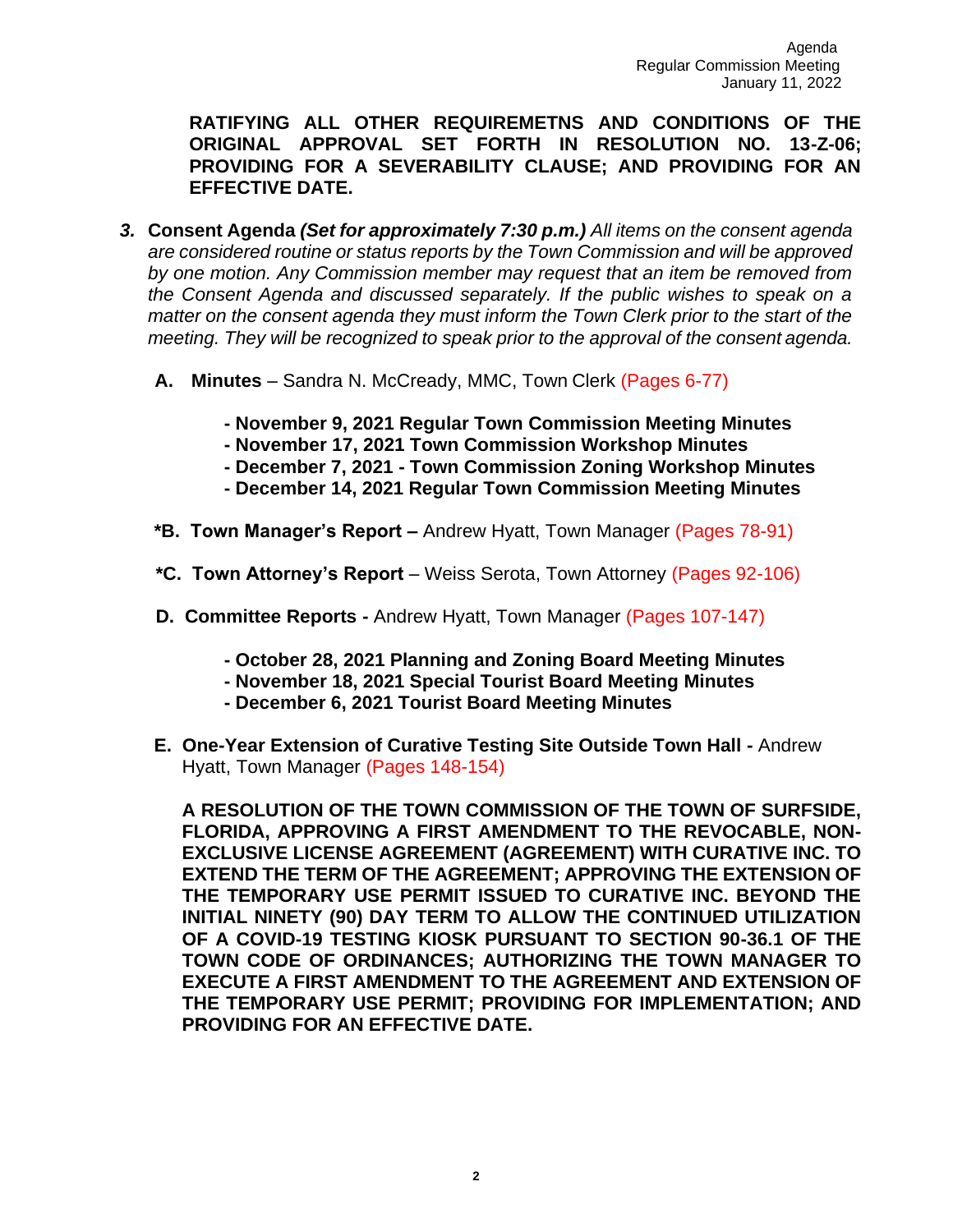**RATIFYING ALL OTHER REQUIREMETNS AND CONDITIONS OF THE ORIGINAL APPROVAL SET FORTH IN RESOLUTION NO. 13-Z-06; PROVIDING FOR A SEVERABILITY CLAUSE; AND PROVIDING FOR AN EFFECTIVE DATE.**

***3.*** **Consent Agenda** ***(Set for approximately 7:30 p.m.)*** *All items on the consent agenda are considered routine or status reports by the Town Commission and will be approved by one motion. Any Commission member may request that an item be removed from the Consent Agenda and discussed separately. If the public wishes to speak on a matter on the consent agenda they must inform the Town Clerk prior to the start of the meeting. They will be recognized to speak prior to the approval of the consent agenda.*

**A. Minutes** – Sandra N. McCready, MMC, Town Clerk (Pages 6-77)

- **November 9, 2021 Regular Town Commission Meeting Minutes**
- **November 17, 2021 Town Commission Workshop Minutes**
- **December 7, 2021 - Town Commission Zoning Workshop Minutes**
- **December 14, 2021 Regular Town Commission Meeting Minutes**

**\*B. Town Manager's Report –** Andrew Hyatt, Town Manager (Pages 78-91)

**\*C. Town Attorney's Report** – Weiss Serota, Town Attorney (Pages 92-106)

**D. Committee Reports -** Andrew Hyatt, Town Manager (Pages 107-147)

- **October 28, 2021 Planning and Zoning Board Meeting Minutes**
- **November 18, 2021 Special Tourist Board Meeting Minutes**
- **December 6, 2021 Tourist Board Meeting Minutes**

**E. One-Year Extension of Curative Testing Site Outside Town Hall -** Andrew Hyatt, Town Manager (Pages 148-154)

**A RESOLUTION OF THE TOWN COMMISSION OF THE TOWN OF SURFSIDE, FLORIDA, APPROVING A FIRST AMENDMENT TO THE REVOCABLE, NON-EXCLUSIVE LICENSE AGREEMENT (AGREEMENT) WITH CURATIVE INC. TO EXTEND THE TERM OF THE AGREEMENT; APPROVING THE EXTENSION OF THE TEMPORARY USE PERMIT ISSUED TO CURATIVE INC. BEYOND THE INITIAL NINETY (90) DAY TERM TO ALLOW THE CONTINUED UTILIZATION OF A COVID-19 TESTING KIOSK PURSUANT TO SECTION 90-36.1 OF THE TOWN CODE OF ORDINANCES; AUTHORIZING THE TOWN MANAGER TO EXECUTE A FIRST AMENDMENT TO THE AGREEMENT AND EXTENSION OF THE TEMPORARY USE PERMIT; PROVIDING FOR IMPLEMENTATION; AND PROVIDING FOR AN EFFECTIVE DATE.**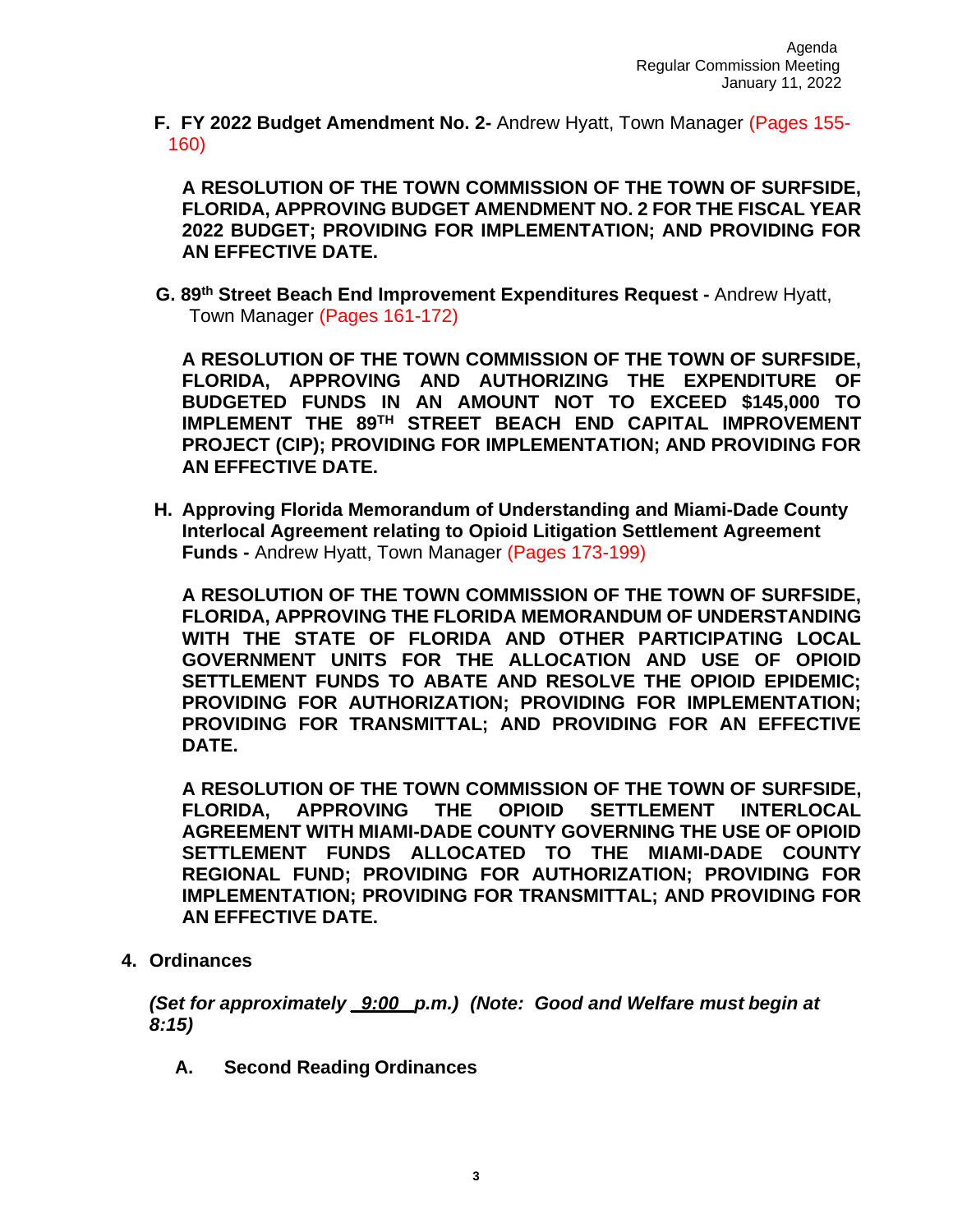**F. FY 2022 Budget Amendment No. 2-** Andrew Hyatt, Town Manager (Pages 155-160)

**A RESOLUTION OF THE TOWN COMMISSION OF THE TOWN OF SURFSIDE, FLORIDA, APPROVING BUDGET AMENDMENT NO. 2 FOR THE FISCAL YEAR 2022 BUDGET; PROVIDING FOR IMPLEMENTATION; AND PROVIDING FOR AN EFFECTIVE DATE.**

**G. 89th Street Beach End Improvement Expenditures Request -** Andrew Hyatt, Town Manager (Pages 161-172)

**A RESOLUTION OF THE TOWN COMMISSION OF THE TOWN OF SURFSIDE, FLORIDA, APPROVING AND AUTHORIZING THE EXPENDITURE OF BUDGETED FUNDS IN AN AMOUNT NOT TO EXCEED $145,000 TO IMPLEMENT THE 89TH STREET BEACH END CAPITAL IMPROVEMENT PROJECT (CIP); PROVIDING FOR IMPLEMENTATION; AND PROVIDING FOR AN EFFECTIVE DATE.**

**H. Approving Florida Memorandum of Understanding and Miami-Dade County Interlocal Agreement relating to Opioid Litigation Settlement Agreement Funds -** Andrew Hyatt, Town Manager (Pages 173-199)

**A RESOLUTION OF THE TOWN COMMISSION OF THE TOWN OF SURFSIDE, FLORIDA, APPROVING THE FLORIDA MEMORANDUM OF UNDERSTANDING WITH THE STATE OF FLORIDA AND OTHER PARTICIPATING LOCAL GOVERNMENT UNITS FOR THE ALLOCATION AND USE OF OPIOID SETTLEMENT FUNDS TO ABATE AND RESOLVE THE OPIOID EPIDEMIC; PROVIDING FOR AUTHORIZATION; PROVIDING FOR IMPLEMENTATION; PROVIDING FOR TRANSMITTAL; AND PROVIDING FOR AN EFFECTIVE DATE.**

**A RESOLUTION OF THE TOWN COMMISSION OF THE TOWN OF SURFSIDE, FLORIDA, APPROVING THE OPIOID SETTLEMENT INTERLOCAL AGREEMENT WITH MIAMI-DADE COUNTY GOVERNING THE USE OF OPIOID SETTLEMENT FUNDS ALLOCATED TO THE MIAMI-DADE COUNTY REGIONAL FUND; PROVIDING FOR AUTHORIZATION; PROVIDING FOR IMPLEMENTATION; PROVIDING FOR TRANSMITTAL; AND PROVIDING FOR AN EFFECTIVE DATE.**

## 4. Ordinances

***(Set for approximately 9:00 p.m.) (Note: Good and Welfare must begin at 8:15)***

### A. Second Reading Ordinances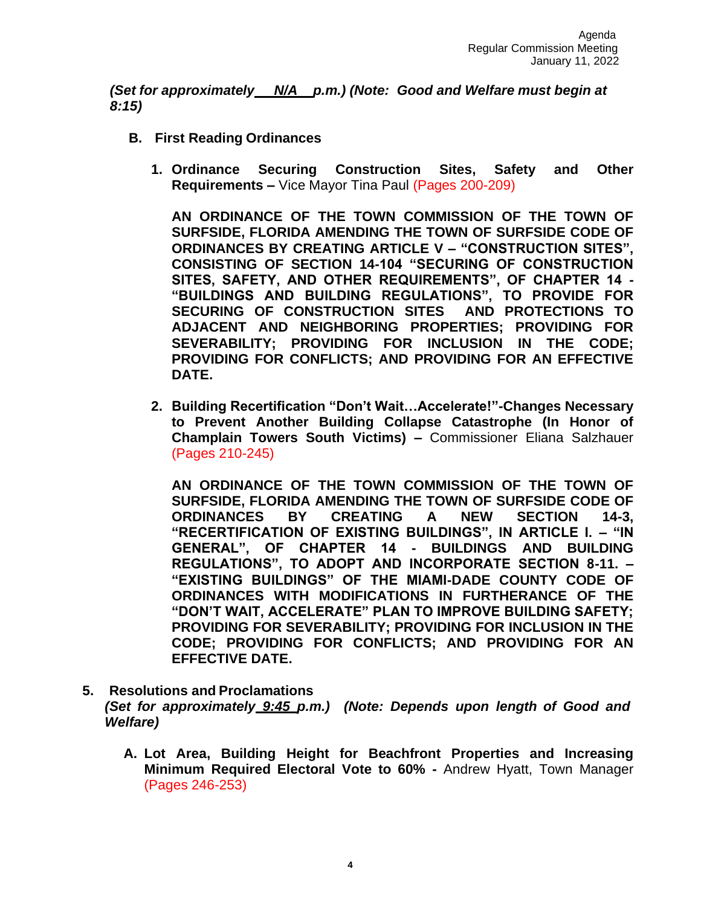*(Set for approximately N/A p.m.) (Note: Good and Welfare must begin at 8:15)*

**B. First Reading Ordinances**

1. **Ordinance Securing Construction Sites, Safety and Other Requirements –** Vice Mayor Tina Paul (Pages 200-209)

   **AN ORDINANCE OF THE TOWN COMMISSION OF THE TOWN OF SURFSIDE, FLORIDA AMENDING THE TOWN OF SURFSIDE CODE OF ORDINANCES BY CREATING ARTICLE V – "CONSTRUCTION SITES", CONSISTING OF SECTION 14-104 "SECURING OF CONSTRUCTION SITES, SAFETY, AND OTHER REQUIREMENTS", OF CHAPTER 14 - "BUILDINGS AND BUILDING REGULATIONS", TO PROVIDE FOR SECURING OF CONSTRUCTION SITES AND PROTECTIONS TO ADJACENT AND NEIGHBORING PROPERTIES; PROVIDING FOR SEVERABILITY; PROVIDING FOR INCLUSION IN THE CODE; PROVIDING FOR CONFLICTS; AND PROVIDING FOR AN EFFECTIVE DATE.**

2. **Building Recertification "Don't Wait…Accelerate!"-Changes Necessary to Prevent Another Building Collapse Catastrophe (In Honor of Champlain Towers South Victims) –** Commissioner Eliana Salzhauer (Pages 210-245)

   **AN ORDINANCE OF THE TOWN COMMISSION OF THE TOWN OF SURFSIDE, FLORIDA AMENDING THE TOWN OF SURFSIDE CODE OF ORDINANCES BY CREATING A NEW SECTION 14-3, "RECERTIFICATION OF EXISTING BUILDINGS", IN ARTICLE I. – "IN GENERAL", OF CHAPTER 14 - BUILDINGS AND BUILDING REGULATIONS", TO ADOPT AND INCORPORATE SECTION 8-11. – "EXISTING BUILDINGS" OF THE MIAMI-DADE COUNTY CODE OF ORDINANCES WITH MODIFICATIONS IN FURTHERANCE OF THE "DON'T WAIT, ACCELERATE" PLAN TO IMPROVE BUILDING SAFETY; PROVIDING FOR SEVERABILITY; PROVIDING FOR INCLUSION IN THE CODE; PROVIDING FOR CONFLICTS; AND PROVIDING FOR AN EFFECTIVE DATE.**

**5. Resolutions and Proclamations**

*(Set for approximately 9:45 p.m.) (Note: Depends upon length of Good and Welfare)*

**A. Lot Area, Building Height for Beachfront Properties and Increasing Minimum Required Electoral Vote to 60% -** Andrew Hyatt, Town Manager (Pages 246-253)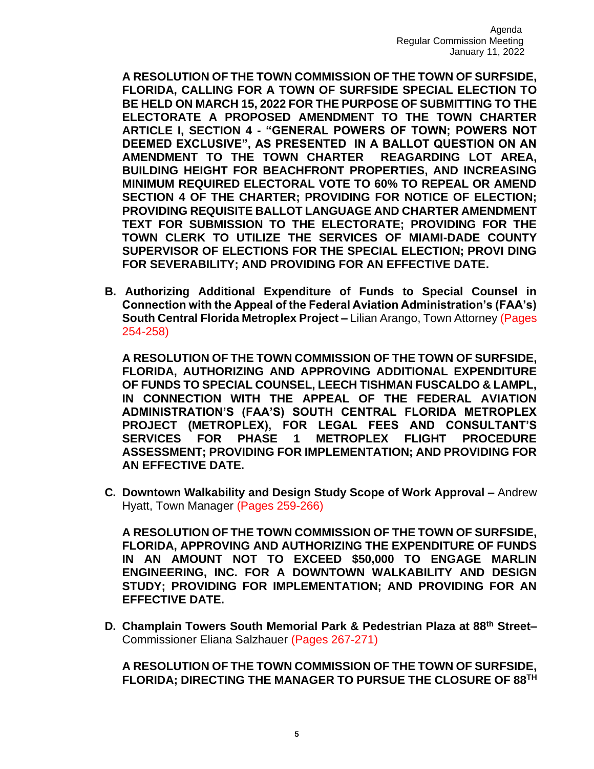**A RESOLUTION OF THE TOWN COMMISSION OF THE TOWN OF SURFSIDE, FLORIDA, CALLING FOR A TOWN OF SURFSIDE SPECIAL ELECTION TO BE HELD ON MARCH 15, 2022 FOR THE PURPOSE OF SUBMITTING TO THE ELECTORATE A PROPOSED AMENDMENT TO THE TOWN CHARTER ARTICLE I, SECTION 4 - "GENERAL POWERS OF TOWN; POWERS NOT DEEMED EXCLUSIVE", AS PRESENTED IN A BALLOT QUESTION ON AN AMENDMENT TO THE TOWN CHARTER REAGARDING LOT AREA, BUILDING HEIGHT FOR BEACHFRONT PROPERTIES, AND INCREASING MINIMUM REQUIRED ELECTORAL VOTE TO 60% TO REPEAL OR AMEND SECTION 4 OF THE CHARTER; PROVIDING FOR NOTICE OF ELECTION; PROVIDING REQUISITE BALLOT LANGUAGE AND CHARTER AMENDMENT TEXT FOR SUBMISSION TO THE ELECTORATE; PROVIDING FOR THE TOWN CLERK TO UTILIZE THE SERVICES OF MIAMI-DADE COUNTY SUPERVISOR OF ELECTIONS FOR THE SPECIAL ELECTION; PROVI DING FOR SEVERABILITY; AND PROVIDING FOR AN EFFECTIVE DATE.**

**B. Authorizing Additional Expenditure of Funds to Special Counsel in Connection with the Appeal of the Federal Aviation Administration's (FAA's) South Central Florida Metroplex Project –** Lilian Arango, Town Attorney (Pages 254-258)

**A RESOLUTION OF THE TOWN COMMISSION OF THE TOWN OF SURFSIDE, FLORIDA, AUTHORIZING AND APPROVING ADDITIONAL EXPENDITURE OF FUNDS TO SPECIAL COUNSEL, LEECH TISHMAN FUSCALDO & LAMPL, IN CONNECTION WITH THE APPEAL OF THE FEDERAL AVIATION ADMINISTRATION'S (FAA'S) SOUTH CENTRAL FLORIDA METROPLEX PROJECT (METROPLEX), FOR LEGAL FEES AND CONSULTANT'S SERVICES FOR PHASE 1 METROPLEX FLIGHT PROCEDURE ASSESSMENT; PROVIDING FOR IMPLEMENTATION; AND PROVIDING FOR AN EFFECTIVE DATE.**

**C. Downtown Walkability and Design Study Scope of Work Approval –** Andrew Hyatt, Town Manager (Pages 259-266)

**A RESOLUTION OF THE TOWN COMMISSION OF THE TOWN OF SURFSIDE, FLORIDA, APPROVING AND AUTHORIZING THE EXPENDITURE OF FUNDS IN AN AMOUNT NOT TO EXCEED $50,000 TO ENGAGE MARLIN ENGINEERING, INC. FOR A DOWNTOWN WALKABILITY AND DESIGN STUDY; PROVIDING FOR IMPLEMENTATION; AND PROVIDING FOR AN EFFECTIVE DATE.**

**D. Champlain Towers South Memorial Park & Pedestrian Plaza at 88th Street–** Commissioner Eliana Salzhauer (Pages 267-271)

**A RESOLUTION OF THE TOWN COMMISSION OF THE TOWN OF SURFSIDE, FLORIDA; DIRECTING THE MANAGER TO PURSUE THE CLOSURE OF 88TH**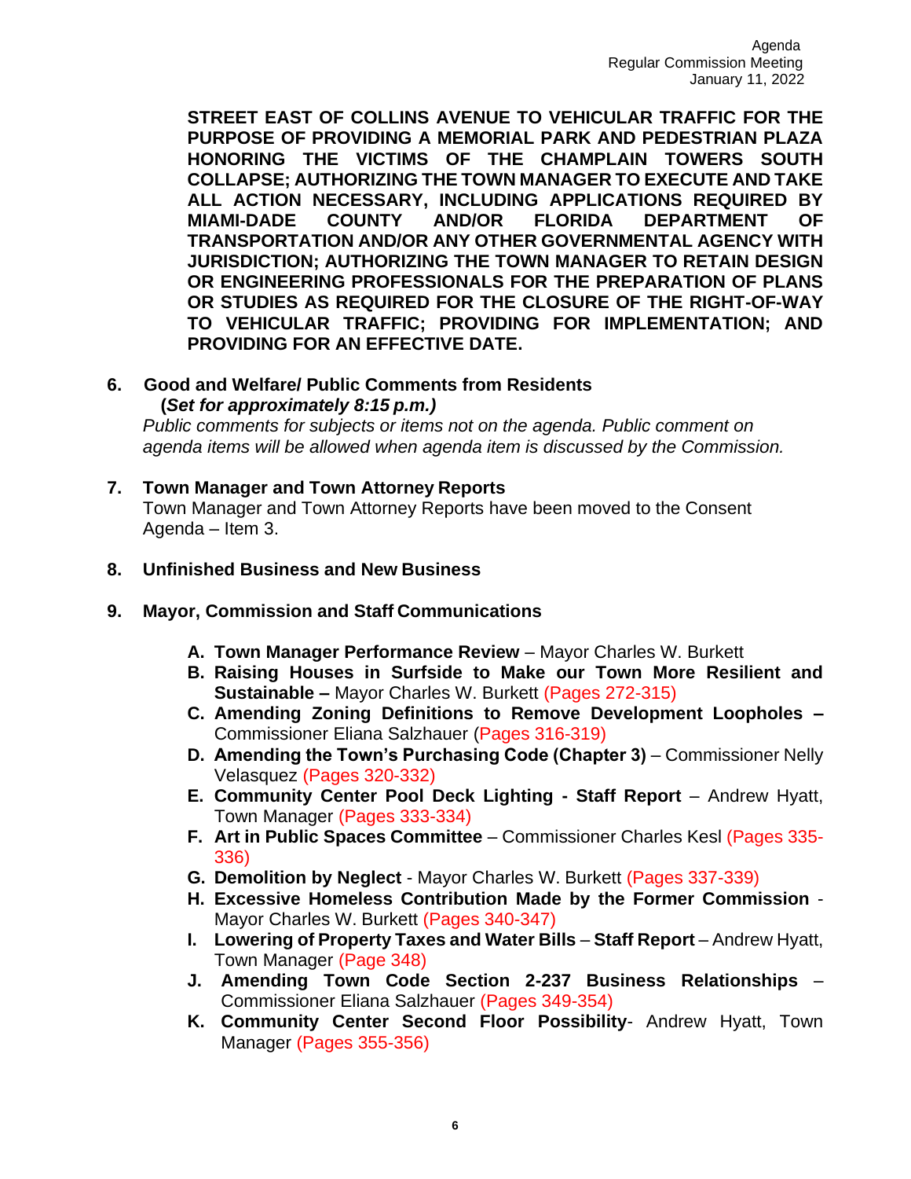**STREET EAST OF COLLINS AVENUE TO VEHICULAR TRAFFIC FOR THE PURPOSE OF PROVIDING A MEMORIAL PARK AND PEDESTRIAN PLAZA HONORING THE VICTIMS OF THE CHAMPLAIN TOWERS SOUTH COLLAPSE; AUTHORIZING THE TOWN MANAGER TO EXECUTE AND TAKE ALL ACTION NECESSARY, INCLUDING APPLICATIONS REQUIRED BY MIAMI-DADE COUNTY AND/OR FLORIDA DEPARTMENT OF TRANSPORTATION AND/OR ANY OTHER GOVERNMENTAL AGENCY WITH JURISDICTION; AUTHORIZING THE TOWN MANAGER TO RETAIN DESIGN OR ENGINEERING PROFESSIONALS FOR THE PREPARATION OF PLANS OR STUDIES AS REQUIRED FOR THE CLOSURE OF THE RIGHT-OF-WAY TO VEHICULAR TRAFFIC; PROVIDING FOR IMPLEMENTATION; AND PROVIDING FOR AN EFFECTIVE DATE.**

**6. Good and Welfare/ Public Comments from Residents**
**(*Set for approximately 8:15 p.m.)***

*Public comments for subjects or items not on the agenda. Public comment on agenda items will be allowed when agenda item is discussed by the Commission.*

**7. Town Manager and Town Attorney Reports**

Town Manager and Town Attorney Reports have been moved to the Consent Agenda – Item 3.

**8. Unfinished Business and New Business**

**9. Mayor, Commission and Staff Communications**

- **A. Town Manager Performance Review** – Mayor Charles W. Burkett
- **B. Raising Houses in Surfside to Make our Town More Resilient and Sustainable –** Mayor Charles W. Burkett (Pages 272-315)
- **C. Amending Zoning Definitions to Remove Development Loopholes –** Commissioner Eliana Salzhauer (Pages 316-319)
- **D. Amending the Town's Purchasing Code (Chapter 3)** – Commissioner Nelly Velasquez (Pages 320-332)
- **E. Community Center Pool Deck Lighting - Staff Report** – Andrew Hyatt, Town Manager (Pages 333-334)
- **F. Art in Public Spaces Committee** – Commissioner Charles Kesl (Pages 335-336)
- **G. Demolition by Neglect** - Mayor Charles W. Burkett (Pages 337-339)
- **H. Excessive Homeless Contribution Made by the Former Commission** - Mayor Charles W. Burkett (Pages 340-347)
- **I. Lowering of Property Taxes and Water Bills** – **Staff Report** – Andrew Hyatt, Town Manager (Page 348)
- **J. Amending Town Code Section 2-237 Business Relationships** – Commissioner Eliana Salzhauer (Pages 349-354)
- **K. Community Center Second Floor Possibility**- Andrew Hyatt, Town Manager (Pages 355-356)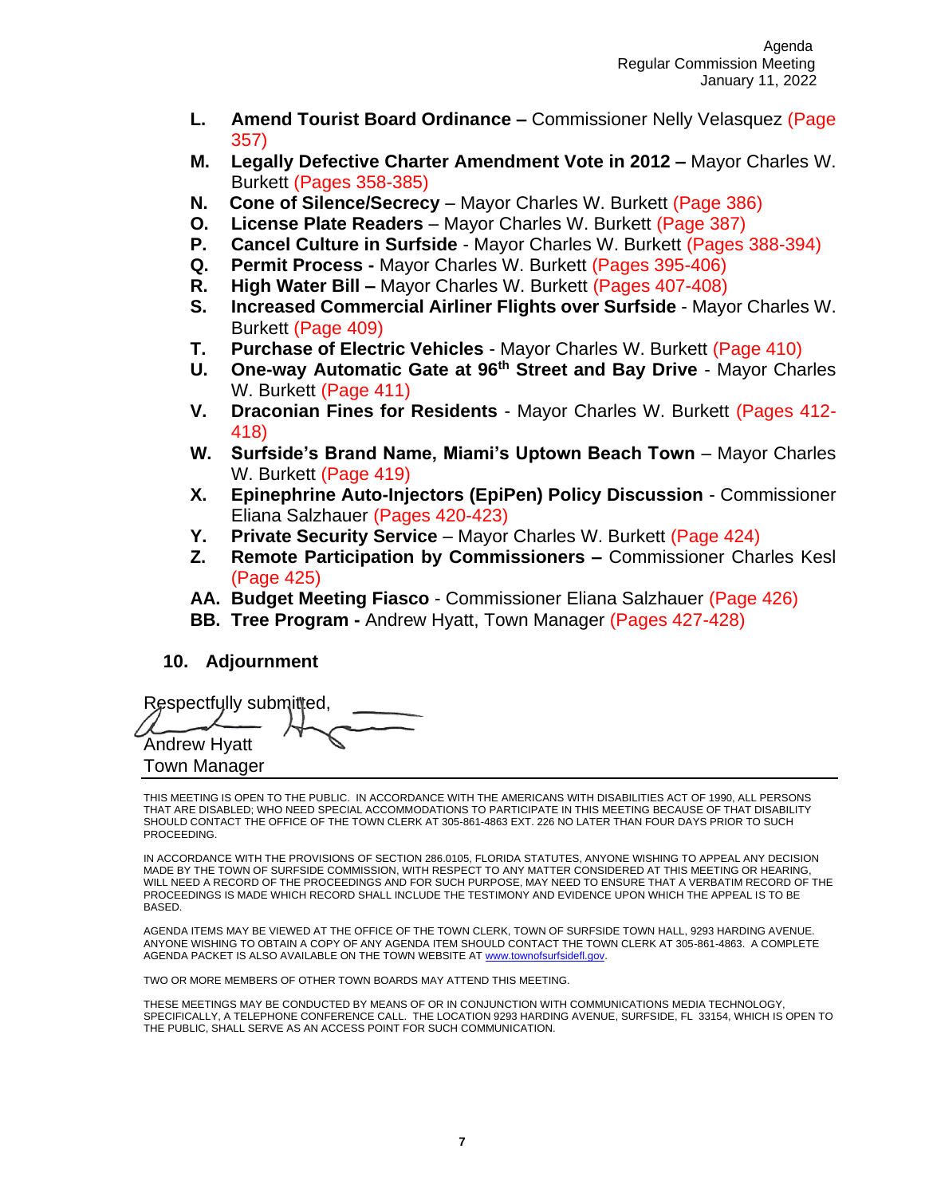- **L. Amend Tourist Board Ordinance –** Commissioner Nelly Velasquez (Page 357)
- **M. Legally Defective Charter Amendment Vote in 2012 –** Mayor Charles W. Burkett (Pages 358-385)
- **N. Cone of Silence/Secrecy** – Mayor Charles W. Burkett (Page 386)
- **O. License Plate Readers** – Mayor Charles W. Burkett (Page 387)
- **P. Cancel Culture in Surfside** - Mayor Charles W. Burkett (Pages 388-394)
- **Q. Permit Process -** Mayor Charles W. Burkett (Pages 395-406)
- **R. High Water Bill –** Mayor Charles W. Burkett (Pages 407-408)
- **S. Increased Commercial Airliner Flights over Surfside** - Mayor Charles W. Burkett (Page 409)
- **T. Purchase of Electric Vehicles** - Mayor Charles W. Burkett (Page 410)
- **U. One-way Automatic Gate at 96th Street and Bay Drive** - Mayor Charles W. Burkett (Page 411)
- **V. Draconian Fines for Residents** - Mayor Charles W. Burkett (Pages 412-418)
- **W. Surfside's Brand Name, Miami's Uptown Beach Town** – Mayor Charles W. Burkett (Page 419)
- **X. Epinephrine Auto-Injectors (EpiPen) Policy Discussion** - Commissioner Eliana Salzhauer (Pages 420-423)
- **Y. Private Security Service** – Mayor Charles W. Burkett (Page 424)
- **Z. Remote Participation by Commissioners –** Commissioner Charles Kesl (Page 425)
- **AA. Budget Meeting Fiasco** - Commissioner Eliana Salzhauer (Page 426)
- **BB. Tree Program -** Andrew Hyatt, Town Manager (Pages 427-428)

## 10. Adjournment

Respectfully submitted,

Andrew Hyatt
Town Manager

---

THIS MEETING IS OPEN TO THE PUBLIC. IN ACCORDANCE WITH THE AMERICANS WITH DISABILITIES ACT OF 1990, ALL PERSONS THAT ARE DISABLED; WHO NEED SPECIAL ACCOMMODATIONS TO PARTICIPATE IN THIS MEETING BECAUSE OF THAT DISABILITY SHOULD CONTACT THE OFFICE OF THE TOWN CLERK AT 305-861-4863 EXT. 226 NO LATER THAN FOUR DAYS PRIOR TO SUCH PROCEEDING.

IN ACCORDANCE WITH THE PROVISIONS OF SECTION 286.0105, FLORIDA STATUTES, ANYONE WISHING TO APPEAL ANY DECISION MADE BY THE TOWN OF SURFSIDE COMMISSION, WITH RESPECT TO ANY MATTER CONSIDERED AT THIS MEETING OR HEARING, WILL NEED A RECORD OF THE PROCEEDINGS AND FOR SUCH PURPOSE, MAY NEED TO ENSURE THAT A VERBATIM RECORD OF THE PROCEEDINGS IS MADE WHICH RECORD SHALL INCLUDE THE TESTIMONY AND EVIDENCE UPON WHICH THE APPEAL IS TO BE BASED.

AGENDA ITEMS MAY BE VIEWED AT THE OFFICE OF THE TOWN CLERK, TOWN OF SURFSIDE TOWN HALL, 9293 HARDING AVENUE. ANYONE WISHING TO OBTAIN A COPY OF ANY AGENDA ITEM SHOULD CONTACT THE TOWN CLERK AT 305-861-4863. A COMPLETE AGENDA PACKET IS ALSO AVAILABLE ON THE TOWN WEBSITE AT www.townofsurfsidefl.gov.

TWO OR MORE MEMBERS OF OTHER TOWN BOARDS MAY ATTEND THIS MEETING.

THESE MEETINGS MAY BE CONDUCTED BY MEANS OF OR IN CONJUNCTION WITH COMMUNICATIONS MEDIA TECHNOLOGY, SPECIFICALLY, A TELEPHONE CONFERENCE CALL. THE LOCATION 9293 HARDING AVENUE, SURFSIDE, FL 33154, WHICH IS OPEN TO THE PUBLIC, SHALL SERVE AS AN ACCESS POINT FOR SUCH COMMUNICATION.